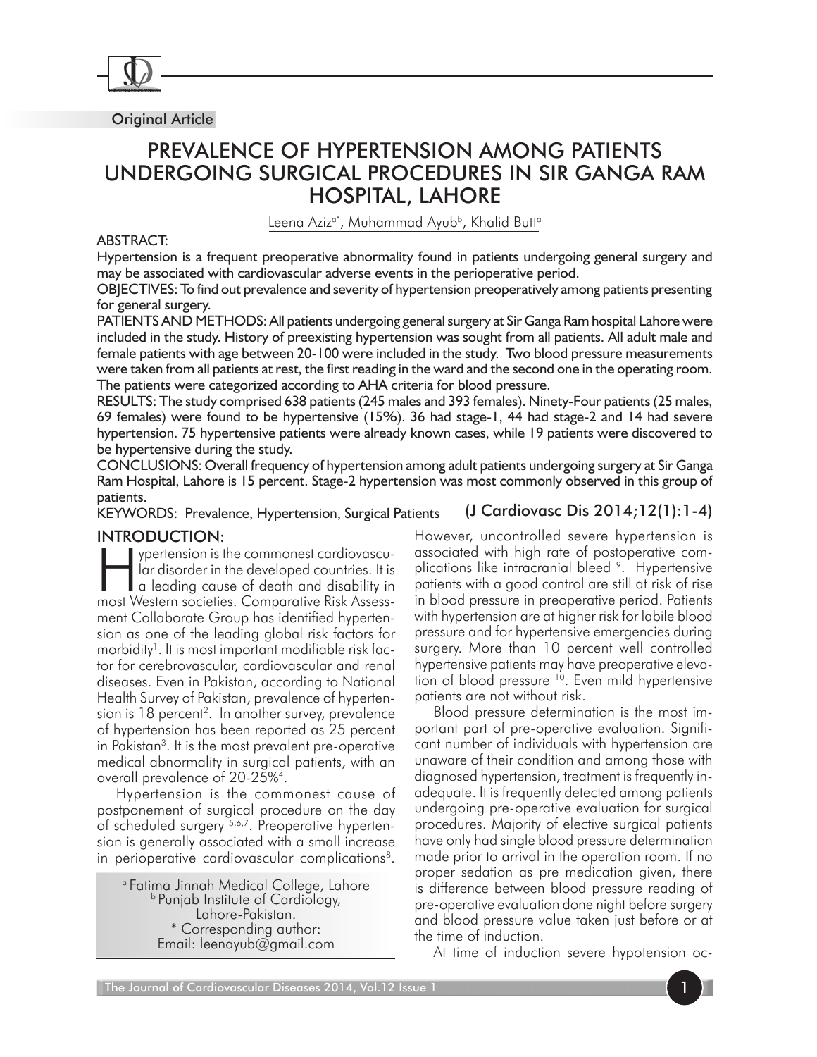Original Article

# PREVALENCE OF HYPERTENSION AMONG PATIENTS UNDERGOING SURGICAL PROCEDURES IN SIR GANGA RAM HOSPITAL, LAHORE

Leena Aziz[a*], Muhammad Ayub[b], Khalid Butt[a]

**ABSTRACT:**

Hypertension is a frequent preoperative abnormality found in patients undergoing general surgery and may be associated with cardiovascular adverse events in the perioperative period.

OBJECTIVES: To find out prevalence and severity of hypertension preoperatively among patients presenting for general surgery.

PATIENTS AND METHODS: All patients undergoing general surgery at Sir Ganga Ram hospital Lahore were included in the study. History of preexisting hypertension was sought from all patients. All adult male and female patients with age between 20-100 were included in the study. Two blood pressure measurements were taken from all patients at rest, the first reading in the ward and the second one in the operating room. The patients were categorized according to AHA criteria for blood pressure.

RESULTS: The study comprised 638 patients (245 males and 393 females). Ninety-Four patients (25 males, 69 females) were found to be hypertensive (15%). 36 had stage-1, 44 had stage-2 and 14 had severe hypertension. 75 hypertensive patients were already known cases, while 19 patients were discovered to be hypertensive during the study.

CONCLUSIONS: Overall frequency of hypertension among adult patients undergoing surgery at Sir Ganga Ram Hospital, Lahore is 15 percent. Stage-2 hypertension was most commonly observed in this group of patients.

KEYWORDS: Prevalence, Hypertension, Surgical Patients

(J Cardiovasc Dis 2014;12(1):1-4)

## INTRODUCTION:

Hypertension is the commonest cardiovascular disorder in the developed countries. It is a leading cause of death and disability in most Western societies. Comparative Risk Assessment Collaborate Group has identified hypertension as one of the leading global risk factors for morbidity[1]. It is most important modifiable risk factor for cerebrovascular, cardiovascular and renal diseases. Even in Pakistan, according to National Health Survey of Pakistan, prevalence of hypertension is 18 percent[2]. In another survey, prevalence of hypertension has been reported as 25 percent in Pakistan[3]. It is the most prevalent pre-operative medical abnormality in surgical patients, with an overall prevalence of 20-25%[4].

Hypertension is the commonest cause of postponement of surgical procedure on the day of scheduled surgery [5,6,7]. Preoperative hypertension is generally associated with a small increase in perioperative cardiovascular complications[8]. However, uncontrolled severe hypertension is associated with high rate of postoperative complications like intracranial bleed [9]. Hypertensive patients with a good control are still at risk of rise in blood pressure in preoperative period. Patients with hypertension are at higher risk for labile blood pressure and for hypertensive emergencies during surgery. More than 10 percent well controlled hypertensive patients may have preoperative elevation of blood pressure [10]. Even mild hypertensive patients are not without risk.

Blood pressure determination is the most important part of pre-operative evaluation. Significant number of individuals with hypertension are unaware of their condition and among those with diagnosed hypertension, treatment is frequently inadequate. It is frequently detected among patients undergoing pre-operative evaluation for surgical procedures. Majority of elective surgical patients have only had single blood pressure determination made prior to arrival in the operation room. If no proper sedation as pre medication given, there is difference between blood pressure reading of pre-operative evaluation done night before surgery and blood pressure value taken just before or at the time of induction.

At time of induction severe hypotension oc-

[a] Fatima Jinnah Medical College, Lahore
[b] Punjab Institute of Cardiology, Lahore-Pakistan.
* Corresponding author:
Email: leenayub@gmail.com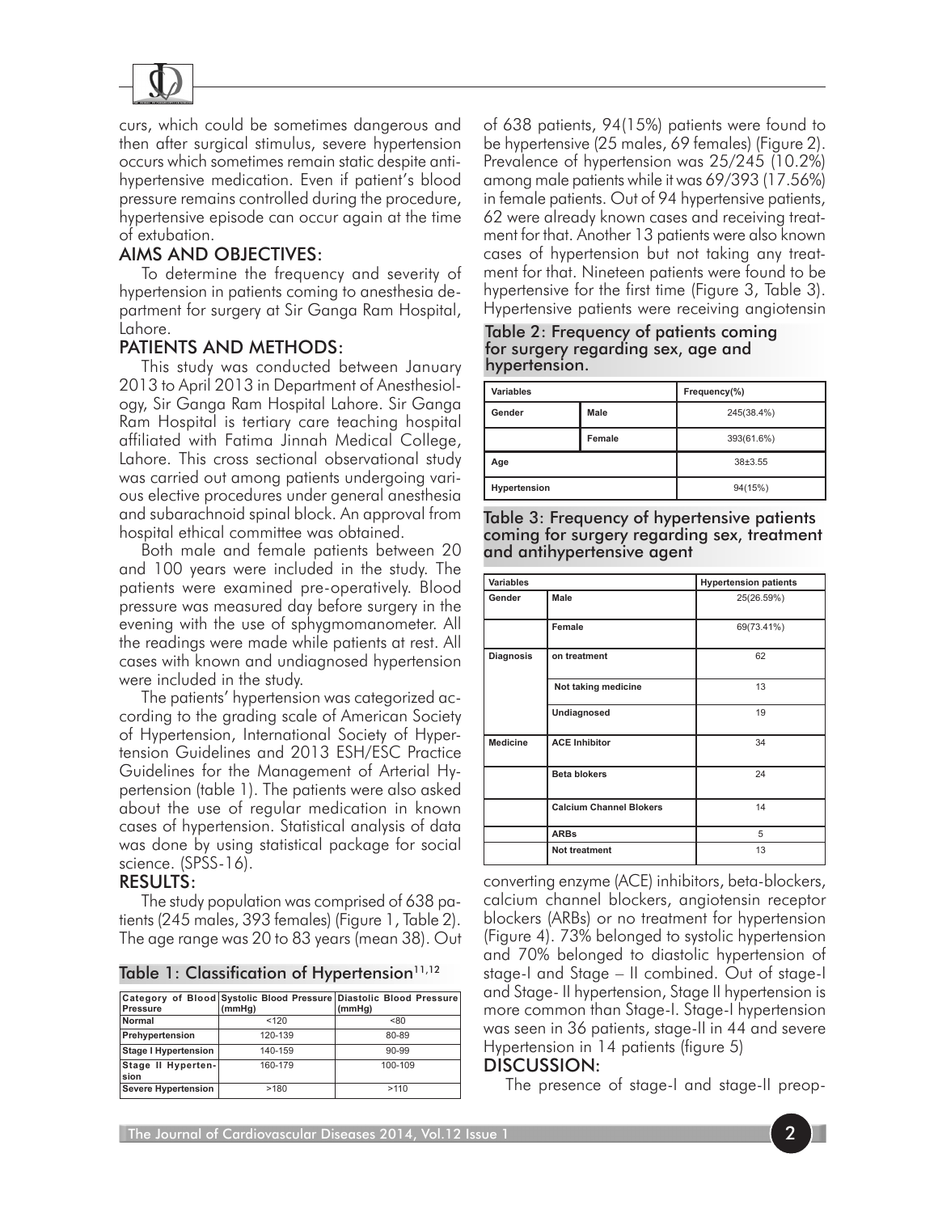curs, which could be sometimes dangerous and then after surgical stimulus, severe hypertension occurs which sometimes remain static despite antihypertensive medication. Even if patient's blood pressure remains controlled during the procedure, hypertensive episode can occur again at the time of extubation.

## AIMS AND OBJECTIVES:

To determine the frequency and severity of hypertension in patients coming to anesthesia department for surgery at Sir Ganga Ram Hospital, Lahore.

## PATIENTS AND METHODS:

This study was conducted between January 2013 to April 2013 in Department of Anesthesiology, Sir Ganga Ram Hospital Lahore. Sir Ganga Ram Hospital is tertiary care teaching hospital affiliated with Fatima Jinnah Medical College, Lahore. This cross sectional observational study was carried out among patients undergoing various elective procedures under general anesthesia and subarachnoid spinal block. An approval from hospital ethical committee was obtained.

Both male and female patients between 20 and 100 years were included in the study. The patients were examined pre-operatively. Blood pressure was measured day before surgery in the evening with the use of sphygmomanometer. All the readings were made while patients at rest. All cases with known and undiagnosed hypertension were included in the study.

The patients' hypertension was categorized according to the grading scale of American Society of Hypertension, International Society of Hypertension Guidelines and 2013 ESH/ESC Practice Guidelines for the Management of Arterial Hypertension (table 1). The patients were also asked about the use of regular medication in known cases of hypertension. Statistical analysis of data was done by using statistical package for social science. (SPSS-16).

## RESULTS:

The study population was comprised of 638 patients (245 males, 393 females) (Figure 1, Table 2). The age range was 20 to 83 years (mean 38). Out of 638 patients, 94(15%) patients were found to be hypertensive (25 males, 69 females) (Figure 2). Prevalence of hypertension was 25/245 (10.2%) among male patients while it was 69/393 (17.56%) in female patients. Out of 94 hypertensive patients, 62 were already known cases and receiving treatment for that. Another 13 patients were also known cases of hypertension but not taking any treatment for that. Nineteen patients were found to be hypertensive for the first time (Figure 3, Table 3). Hypertensive patients were receiving angiotensin converting enzyme (ACE) inhibitors, beta-blockers, calcium channel blockers, angiotensin receptor blockers (ARBs) or no treatment for hypertension (Figure 4). 73% belonged to systolic hypertension and 70% belonged to diastolic hypertension of stage-I and Stage – II combined. Out of stage-I and Stage- II hypertension, Stage II hypertension is more common than Stage-I. Stage-I hypertension was seen in 36 patients, stage-II in 44 and severe Hypertension in 14 patients (figure 5)

**Table 1: Classification of Hypertension[11,12]**

| Category of Blood Pressure | Systolic Blood Pressure (mmHg) | Diastolic Blood Pressure (mmHg) |
|---|---|---|
| Normal | <120 | <80 |
| Prehypertension | 120-139 | 80-89 |
| Stage I Hypertension | 140-159 | 90-99 |
| Stage II Hypertension | 160-179 | 100-109 |
| Severe Hypertension | >180 | >110 |

**Table 2: Frequency of patients coming for surgery regarding sex, age and hypertension.**

| Variables | | Frequency(%) |
|---|---|---|
| Gender | Male | 245(38.4%) |
| | Female | 393(61.6%) |
| Age | | 38±3.55 |
| Hypertension | | 94(15%) |

**Table 3: Frequency of hypertensive patients coming for surgery regarding sex, treatment and antihypertensive agent**

| Variables | | Hypertension patients |
|---|---|---|
| Gender | Male | 25(26.59%) |
| | Female | 69(73.41%) |
| Diagnosis | on treatment | 62 |
| | Not taking medicine | 13 |
| | Undiagnosed | 19 |
| Medicine | ACE Inhibitor | 34 |
| | Beta blokers | 24 |
| | Calcium Channel Blokers | 14 |
| | ARBs | 5 |
| | Not treatment | 13 |

## DISCUSSION:

The presence of stage-I and stage-II preop-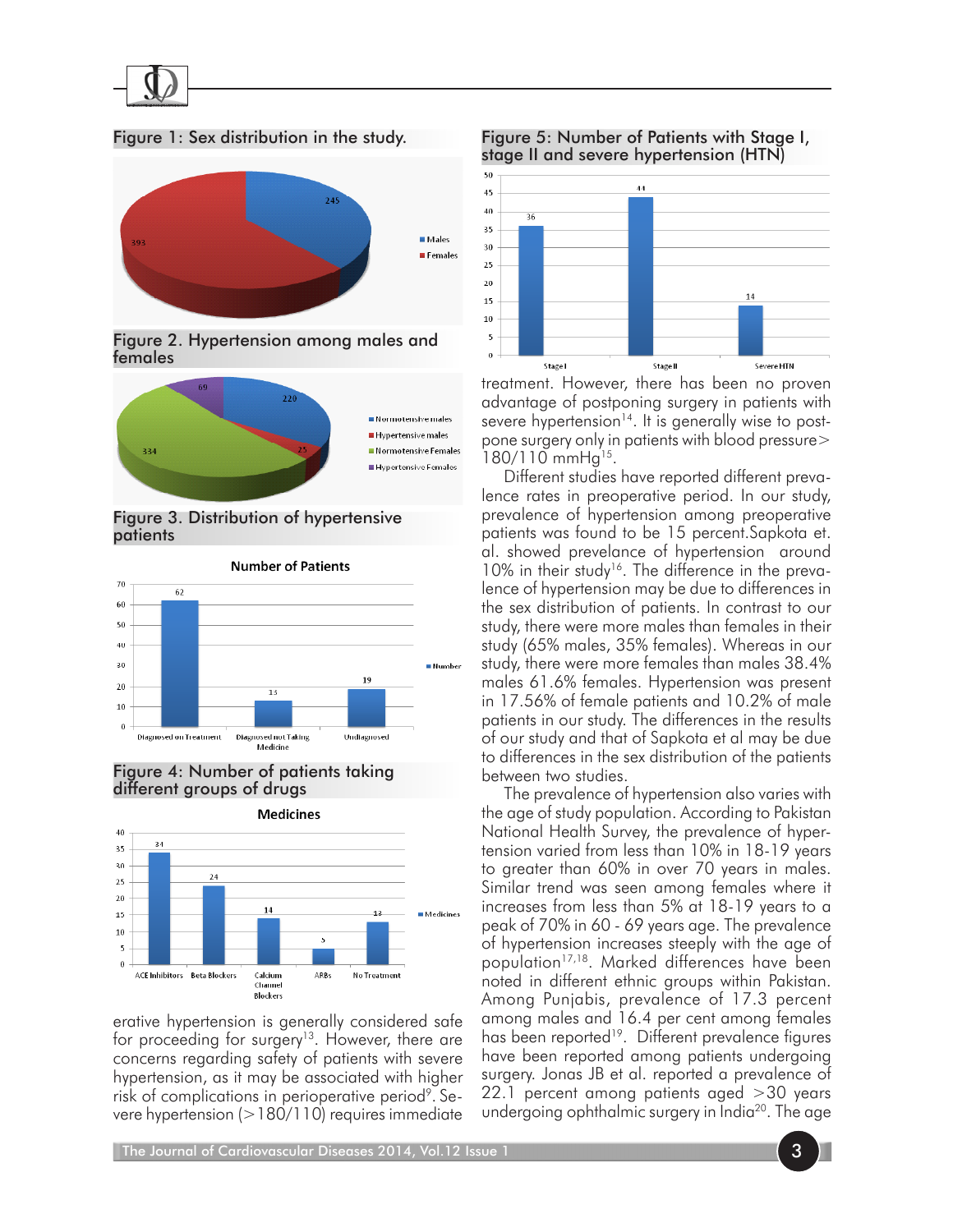Figure 1: Sex distribution in the study.

Figure 2. Hypertension among males and females

Figure 3. Distribution of hypertensive patients

Figure 4: Number of patients taking different groups of drugs

erative hypertension is generally considered safe for proceeding for surgery[13]. However, there are concerns regarding safety of patients with severe hypertension, as it may be associated with higher risk of complications in perioperative period[9]. Severe hypertension (>180/110) requires immediate

Figure 5: Number of Patients with Stage I, stage II and severe hypertension (HTN)

treatment. However, there has been no proven advantage of postponing surgery in patients with severe hypertension[14]. It is generally wise to postpone surgery only in patients with blood pressure> 180/110 mmHg[15].

Different studies have reported different prevalence rates in preoperative period. In our study, prevalence of hypertension among preoperative patients was found to be 15 percent.Sapkota et. al. showed prevelance of hypertension around 10% in their study[16]. The difference in the prevalence of hypertension may be due to differences in the sex distribution of patients. In contrast to our study, there were more males than females in their study (65% males, 35% females). Whereas in our study, there were more females than males 38.4% males 61.6% females. Hypertension was present in 17.56% of female patients and 10.2% of male patients in our study. The differences in the results of our study and that of Sapkota et al may be due to differences in the sex distribution of the patients between two studies.

The prevalence of hypertension also varies with the age of study population. According to Pakistan National Health Survey, the prevalence of hypertension varied from less than 10% in 18-19 years to greater than 60% in over 70 years in males. Similar trend was seen among females where it increases from less than 5% at 18-19 years to a peak of 70% in 60 - 69 years age. The prevalence of hypertension increases steeply with the age of population[17,18]. Marked differences have been noted in different ethnic groups within Pakistan. Among Punjabis, prevalence of 17.3 percent among males and 16.4 per cent among females has been reported[19]. Different prevalence figures have been reported among patients undergoing surgery. Jonas JB et al. reported a prevalence of 22.1 percent among patients aged >30 years undergoing ophthalmic surgery in India[20]. The age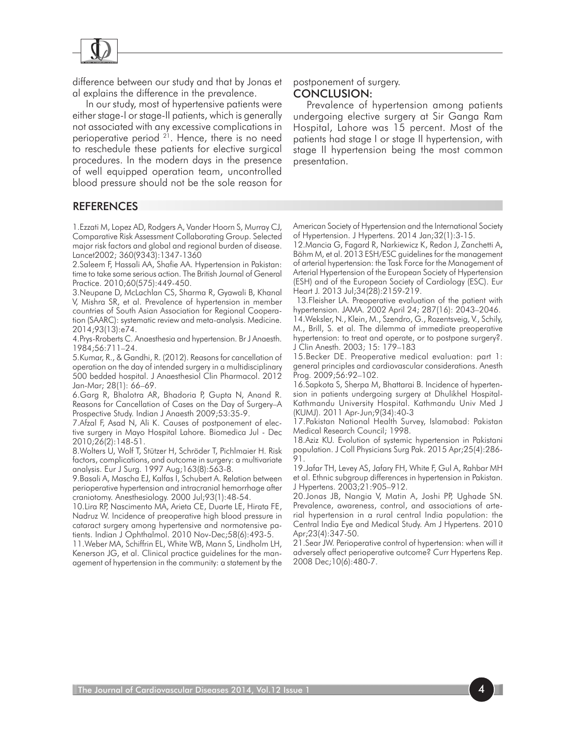difference between our study and that by Jonas et al explains the difference in the prevalence.

In our study, most of hypertensive patients were either stage-I or stage-II patients, which is generally not associated with any excessive complications in perioperative period [21]. Hence, there is no need to reschedule these patients for elective surgical procedures. In the modern days in the presence of well equipped operation team, uncontrolled blood pressure should not be the sole reason for postponement of surgery.

## CONCLUSION:

Prevalence of hypertension among patients undergoing elective surgery at Sir Ganga Ram Hospital, Lahore was 15 percent. Most of the patients had stage I or stage II hypertension, with stage II hypertension being the most common presentation.

## REFERENCES

1. Ezzati M, Lopez AD, Rodgers A, Vander Hoorn S, Murray CJ, Comparative Risk Assessment Collaborating Group. Selected major risk factors and global and regional burden of disease. Lancet2002; 360(9343):1347-1360
2. Saleem F, Hassali AA, Shafie AA. Hypertension in Pakistan: time to take some serious action. The British Journal of General Practice. 2010;60(575):449-450.
3. Neupane D, McLachlan CS, Sharma R, Gyawali B, Khanal V, Mishra SR, et al. Prevalence of hypertension in member countries of South Asian Association for Regional Cooperation (SAARC): systematic review and meta-analysis. Medicine. 2014;93(13):e74.
4. Prys-Rroberts C. Anaesthesia and hypertension. Br J Anaesth. 1984;56:711–24.
5. Kumar, R., & Gandhi, R. (2012). Reasons for cancellation of operation on the day of intended surgery in a multidisciplinary 500 bedded hospital. J Anaesthesiol Clin Pharmacol. 2012 Jan-Mar; 28(1): 66–69.
6. Garg R, Bhalotra AR, Bhadoria P, Gupta N, Anand R. Reasons for Cancellation of Cases on the Day of Surgery–A Prospective Study. Indian J Anaesth 2009;53:35-9.
7. Afzal F, Asad N, Ali K. Causes of postponement of elective surgery in Mayo Hospital Lahore. Biomedica Jul - Dec 2010;26(2):148-51.
8. Wolters U, Wolf T, Stützer H, Schröder T, Pichlmaier H. Risk factors, complications, and outcome in surgery: a multivariate analysis. Eur J Surg. 1997 Aug;163(8):563-8.
9. Basali A, Mascha EJ, Kalfas I, Schubert A. Relation between perioperative hypertension and intracranial hemorrhage after craniotomy. Anesthesiology. 2000 Jul;93(1):48-54.
10. Lira RP, Nascimento MA, Arieta CE, Duarte LE, Hirata FE, Nadruz W. Incidence of preoperative high blood pressure in cataract surgery among hypertensive and normotensive patients. Indian J Ophthalmol. 2010 Nov-Dec;58(6):493-5.
11. Weber MA, Schiffrin EL, White WB, Mann S, Lindholm LH, Kenerson JG, et al. Clinical practice guidelines for the management of hypertension in the community: a statement by the American Society of Hypertension and the International Society of Hypertension. J Hypertens. 2014 Jan;32(1):3-15.
12. Mancia G, Fagard R, Narkiewicz K, Redon J, Zanchetti A, Böhm M, et al. 2013 ESH/ESC guidelines for the management of arterial hypertension: the Task Force for the Management of Arterial Hypertension of the European Society of Hypertension (ESH) and of the European Society of Cardiology (ESC). Eur Heart J. 2013 Jul;34(28):2159-219.
13. Fleisher LA. Preoperative evaluation of the patient with hypertension. JAMA. 2002 April 24; 287(16): 2043–2046.
14. Weksler, N., Klein, M., Szendro, G., Rozentsveig, V., Schily, M., Brill, S. et al. The dilemma of immediate preoperative hypertension: to treat and operate, or to postpone surgery?. J Clin Anesth. 2003; 15: 179–183
15. Becker DE. Preoperative medical evaluation: part 1: general principles and cardiovascular considerations. Anesth Prog. 2009;56:92–102.
16. Sapkota S, Sherpa M, Bhattarai B. Incidence of hypertension in patients undergoing surgery at Dhulikhel Hospital-Kathmandu University Hospital. Kathmandu Univ Med J (KUMJ). 2011 Apr-Jun;9(34):40-3
17. Pakistan National Health Survey, Islamabad: Pakistan Medical Research Council; 1998.
18. Aziz KU. Evolution of systemic hypertension in Pakistani population. J Coll Physicians Surg Pak. 2015 Apr;25(4):286-91.
19. Jafar TH, Levey AS, Jafary FH, White F, Gul A, Rahbar MH et al. Ethnic subgroup differences in hypertension in Pakistan. J Hypertens. 2003;21:905–912.
20. Jonas JB, Nangia V, Matin A, Joshi PP, Ughade SN. Prevalence, awareness, control, and associations of arterial hypertension in a rural central India population: the Central India Eye and Medical Study. Am J Hypertens. 2010 Apr;23(4):347-50.
21. Sear JW. Perioperative control of hypertension: when will it adversely affect perioperative outcome? Curr Hypertens Rep. 2008 Dec;10(6):480-7.